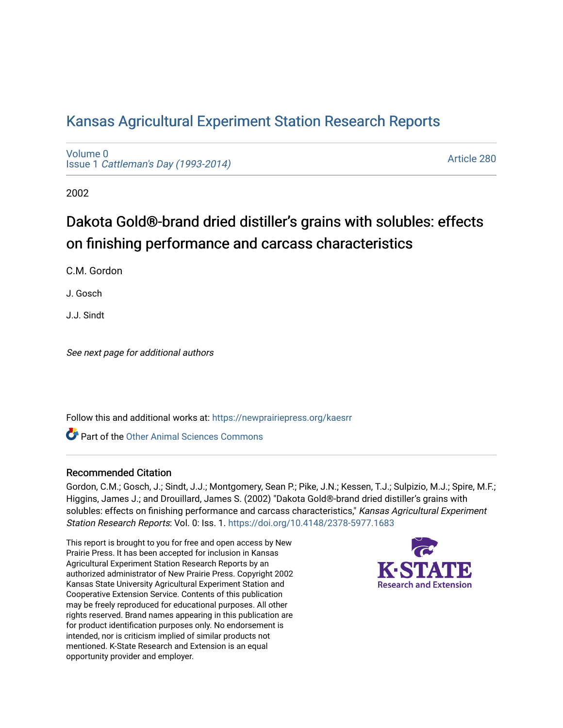# Kansas Agricultural Experiment Station Research Reports

Volume 0
Issue 1 *Cattleman's Day (1993-2014)*

Article 280

2002

## Dakota Gold®-brand dried distiller's grains with solubles: effects on finishing performance and carcass characteristics

C.M. Gordon

J. Gosch

J.J. Sindt

*See next page for additional authors*

Follow this and additional works at: https://newprairiepress.org/kaesrr

Part of the Other Animal Sciences Commons

### Recommended Citation

Gordon, C.M.; Gosch, J.; Sindt, J.J.; Montgomery, Sean P.; Pike, J.N.; Kessen, T.J.; Sulpizio, M.J.; Spire, M.F.; Higgins, James J.; and Drouillard, James S. (2002) "Dakota Gold®-brand dried distiller's grains with solubles: effects on finishing performance and carcass characteristics," *Kansas Agricultural Experiment Station Research Reports*: Vol. 0: Iss. 1. https://doi.org/10.4148/2378-5977.1683

This report is brought to you for free and open access by New Prairie Press. It has been accepted for inclusion in Kansas Agricultural Experiment Station Research Reports by an authorized administrator of New Prairie Press. Copyright 2002 Kansas State University Agricultural Experiment Station and Cooperative Extension Service. Contents of this publication may be freely reproduced for educational purposes. All other rights reserved. Brand names appearing in this publication are for product identification purposes only. No endorsement is intended, nor is criticism implied of similar products not mentioned. K-State Research and Extension is an equal opportunity provider and employer.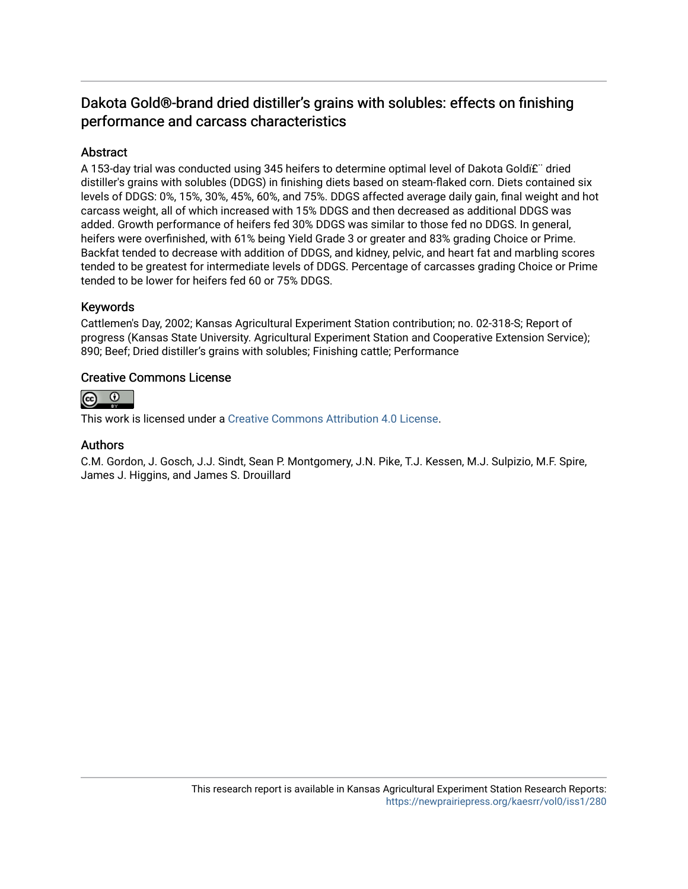# Dakota Gold®-brand dried distiller's grains with solubles: effects on finishing performance and carcass characteristics

## Abstract

A 153-day trial was conducted using 345 heifers to determine optimal level of Dakota Goldï£¨ dried distiller's grains with solubles (DDGS) in finishing diets based on steam-flaked corn. Diets contained six levels of DDGS: 0%, 15%, 30%, 45%, 60%, and 75%. DDGS affected average daily gain, final weight and hot carcass weight, all of which increased with 15% DDGS and then decreased as additional DDGS was added. Growth performance of heifers fed 30% DDGS was similar to those fed no DDGS. In general, heifers were overfinished, with 61% being Yield Grade 3 or greater and 83% grading Choice or Prime. Backfat tended to decrease with addition of DDGS, and kidney, pelvic, and heart fat and marbling scores tended to be greatest for intermediate levels of DDGS. Percentage of carcasses grading Choice or Prime tended to be lower for heifers fed 60 or 75% DDGS.

## Keywords

Cattlemen's Day, 2002; Kansas Agricultural Experiment Station contribution; no. 02-318-S; Report of progress (Kansas State University. Agricultural Experiment Station and Cooperative Extension Service); 890; Beef; Dried distiller's grains with solubles; Finishing cattle; Performance

## Creative Commons License

This work is licensed under a Creative Commons Attribution 4.0 License.

## Authors

C.M. Gordon, J. Gosch, J.J. Sindt, Sean P. Montgomery, J.N. Pike, T.J. Kessen, M.J. Sulpizio, M.F. Spire, James J. Higgins, and James S. Drouillard

This research report is available in Kansas Agricultural Experiment Station Research Reports: https://newprairiepress.org/kaesrr/vol0/iss1/280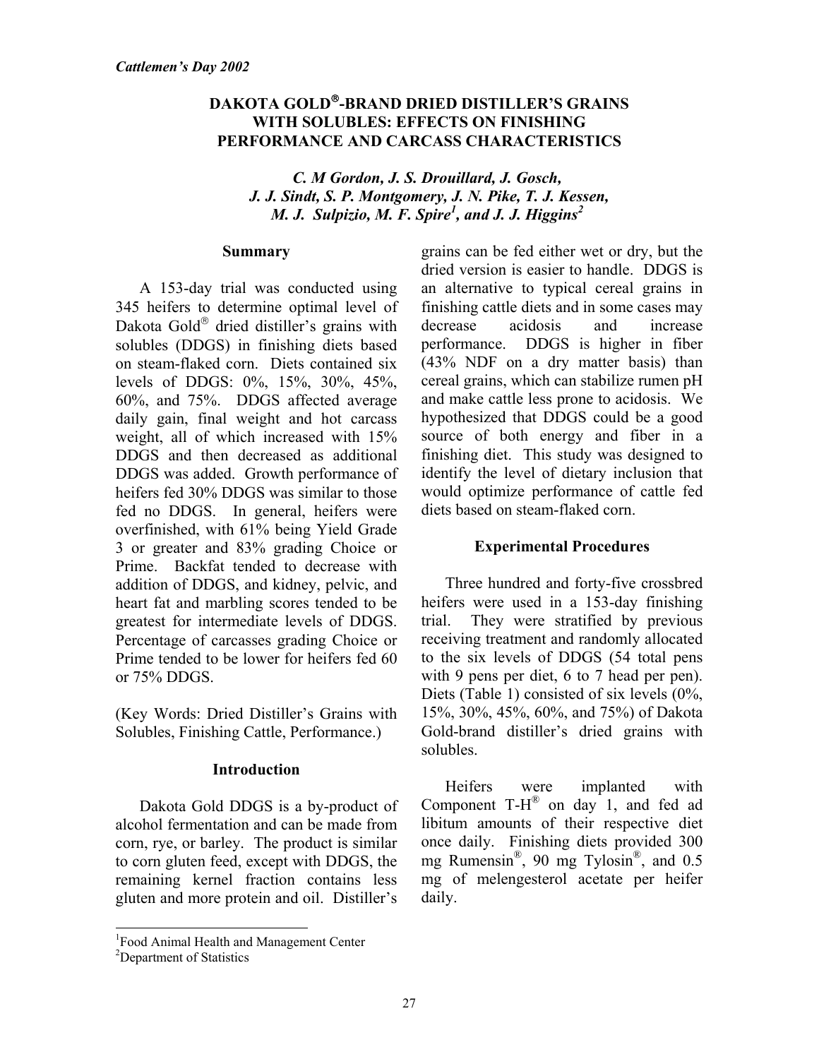*Cattlemen's Day 2002*

# DAKOTA GOLD®-BRAND DRIED DISTILLER'S GRAINS WITH SOLUBLES: EFFECTS ON FINISHING PERFORMANCE AND CARCASS CHARACTERISTICS

*C. M Gordon, J. S. Drouillard, J. Gosch, J. J. Sindt, S. P. Montgomery, J. N. Pike, T. J. Kessen, M. J. Sulpizio, M. F. Spire[1], and J. J. Higgins[2]*

## Summary

A 153-day trial was conducted using 345 heifers to determine optimal level of Dakota Gold® dried distiller's grains with solubles (DDGS) in finishing diets based on steam-flaked corn. Diets contained six levels of DDGS: 0%, 15%, 30%, 45%, 60%, and 75%. DDGS affected average daily gain, final weight and hot carcass weight, all of which increased with 15% DDGS and then decreased as additional DDGS was added. Growth performance of heifers fed 30% DDGS was similar to those fed no DDGS. In general, heifers were overfinished, with 61% being Yield Grade 3 or greater and 83% grading Choice or Prime. Backfat tended to decrease with addition of DDGS, and kidney, pelvic, and heart fat and marbling scores tended to be greatest for intermediate levels of DDGS. Percentage of carcasses grading Choice or Prime tended to be lower for heifers fed 60 or 75% DDGS.

(Key Words: Dried Distiller's Grains with Solubles, Finishing Cattle, Performance.)

## Introduction

Dakota Gold DDGS is a by-product of alcohol fermentation and can be made from corn, rye, or barley. The product is similar to corn gluten feed, except with DDGS, the remaining kernel fraction contains less gluten and more protein and oil. Distiller's grains can be fed either wet or dry, but the dried version is easier to handle. DDGS is an alternative to typical cereal grains in finishing cattle diets and in some cases may decrease acidosis and increase performance. DDGS is higher in fiber (43% NDF on a dry matter basis) than cereal grains, which can stabilize rumen pH and make cattle less prone to acidosis. We hypothesized that DDGS could be a good source of both energy and fiber in a finishing diet. This study was designed to identify the level of dietary inclusion that would optimize performance of cattle fed diets based on steam-flaked corn.

## Experimental Procedures

Three hundred and forty-five crossbred heifers were used in a 153-day finishing trial. They were stratified by previous receiving treatment and randomly allocated to the six levels of DDGS (54 total pens with 9 pens per diet, 6 to 7 head per pen). Diets (Table 1) consisted of six levels (0%, 15%, 30%, 45%, 60%, and 75%) of Dakota Gold-brand distiller's dried grains with solubles.

Heifers were implanted with Component T-H® on day 1, and fed ad libitum amounts of their respective diet once daily. Finishing diets provided 300 mg Rumensin®, 90 mg Tylosin®, and 0.5 mg of melengesterol acetate per heifer daily.

[1]Food Animal Health and Management Center
[2]Department of Statistics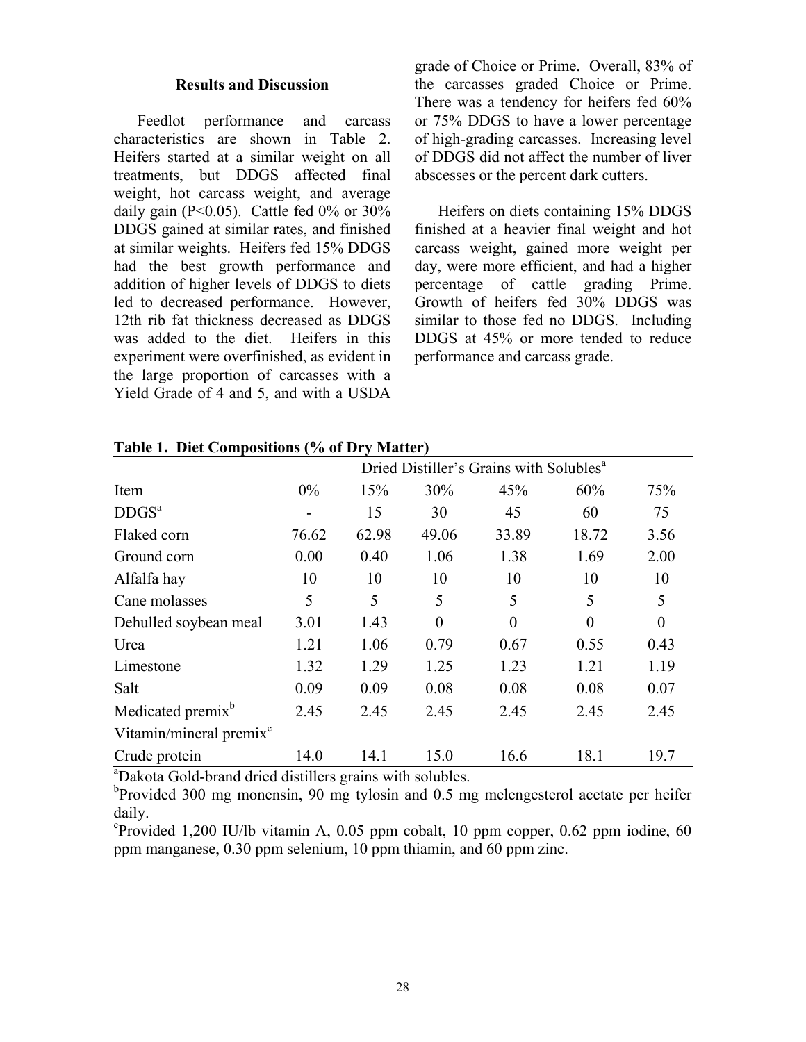### Results and Discussion

Feedlot performance and carcass characteristics are shown in Table 2. Heifers started at a similar weight on all treatments, but DDGS affected final weight, hot carcass weight, and average daily gain ($P<0.05$). Cattle fed 0% or 30% DDGS gained at similar rates, and finished at similar weights. Heifers fed 15% DDGS had the best growth performance and addition of higher levels of DDGS to diets led to decreased performance. However, 12th rib fat thickness decreased as DDGS was added to the diet. Heifers in this experiment were overfinished, as evident in the large proportion of carcasses with a Yield Grade of 4 and 5, and with a USDA grade of Choice or Prime. Overall, 83% of the carcasses graded Choice or Prime. There was a tendency for heifers fed 60% or 75% DDGS to have a lower percentage of high-grading carcasses. Increasing level of DDGS did not affect the number of liver abscesses or the percent dark cutters.

Heifers on diets containing 15% DDGS finished at a heavier final weight and hot carcass weight, gained more weight per day, were more efficient, and had a higher percentage of cattle grading Prime. Growth of heifers fed 30% DDGS was similar to those fed no DDGS. Including DDGS at 45% or more tended to reduce performance and carcass grade.

**Table 1. Diet Compositions (% of Dry Matter)**

| | Dried Distiller's Grains with Solubles[a] | | | | | |
|---|---|---|---|---|---|---|
| Item | 0% | 15% | 30% | 45% | 60% | 75% |
| DDGS[a] | - | 15 | 30 | 45 | 60 | 75 |
| Flaked corn | 76.62 | 62.98 | 49.06 | 33.89 | 18.72 | 3.56 |
| Ground corn | 0.00 | 0.40 | 1.06 | 1.38 | 1.69 | 2.00 |
| Alfalfa hay | 10 | 10 | 10 | 10 | 10 | 10 |
| Cane molasses | 5 | 5 | 5 | 5 | 5 | 5 |
| Dehulled soybean meal | 3.01 | 1.43 | 0 | 0 | 0 | 0 |
| Urea | 1.21 | 1.06 | 0.79 | 0.67 | 0.55 | 0.43 |
| Limestone | 1.32 | 1.29 | 1.25 | 1.23 | 1.21 | 1.19 |
| Salt | 0.09 | 0.09 | 0.08 | 0.08 | 0.08 | 0.07 |
| Medicated premix[b] | 2.45 | 2.45 | 2.45 | 2.45 | 2.45 | 2.45 |
| Vitamin/mineral premix[c] | | | | | | |
| Crude protein | 14.0 | 14.1 | 15.0 | 16.6 | 18.1 | 19.7 |

[a]Dakota Gold-brand dried distillers grains with solubles.

[b]Provided 300 mg monensin, 90 mg tylosin and 0.5 mg melengesterol acetate per heifer daily.

[c]Provided 1,200 IU/lb vitamin A, 0.05 ppm cobalt, 10 ppm copper, 0.62 ppm iodine, 60 ppm manganese, 0.30 ppm selenium, 10 ppm thiamin, and 60 ppm zinc.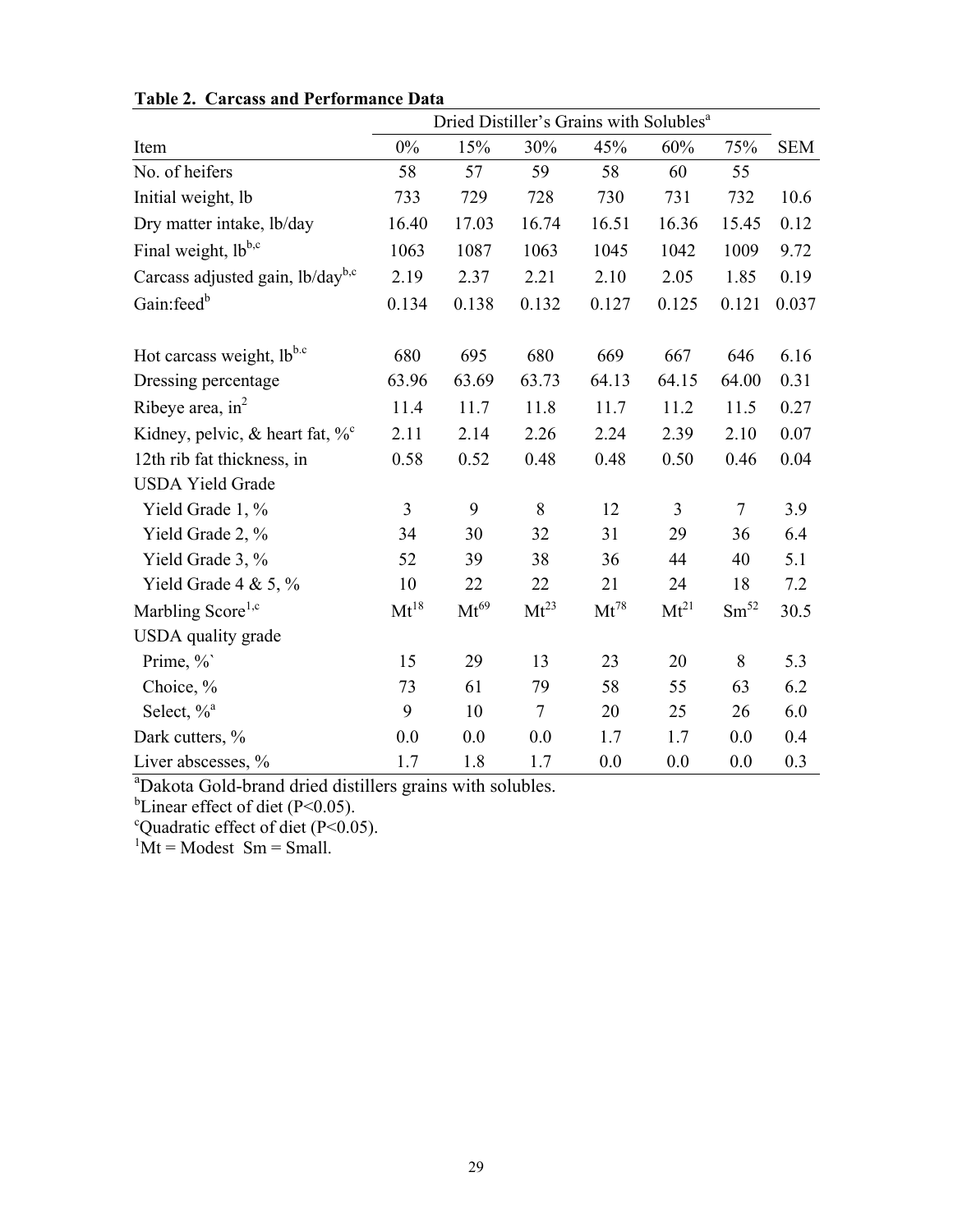**Table 2. Carcass and Performance Data**

| | Dried Distiller's Grains with Solubles[a] | | | | | | |
|---|---|---|---|---|---|---|---|
| Item | 0% | 15% | 30% | 45% | 60% | 75% | SEM |
| No. of heifers | 58 | 57 | 59 | 58 | 60 | 55 | |
| Initial weight, lb | 733 | 729 | 728 | 730 | 731 | 732 | 10.6 |
| Dry matter intake, lb/day | 16.40 | 17.03 | 16.74 | 16.51 | 16.36 | 15.45 | 0.12 |
| Final weight, lb[b,c] | 1063 | 1087 | 1063 | 1045 | 1042 | 1009 | 9.72 |
| Carcass adjusted gain, lb/day[b,c] | 2.19 | 2.37 | 2.21 | 2.10 | 2.05 | 1.85 | 0.19 |
| Gain:feed[b] | 0.134 | 0.138 | 0.132 | 0.127 | 0.125 | 0.121 | 0.037 |
| | | | | | | | |
| Hot carcass weight, lb[b,c] | 680 | 695 | 680 | 669 | 667 | 646 | 6.16 |
| Dressing percentage | 63.96 | 63.69 | 63.73 | 64.13 | 64.15 | 64.00 | 0.31 |
| Ribeye area, $in^2$ | 11.4 | 11.7 | 11.8 | 11.7 | 11.2 | 11.5 | 0.27 |
| Kidney, pelvic, & heart fat, %[c] | 2.11 | 2.14 | 2.26 | 2.24 | 2.39 | 2.10 | 0.07 |
| 12th rib fat thickness, in | 0.58 | 0.52 | 0.48 | 0.48 | 0.50 | 0.46 | 0.04 |
| USDA Yield Grade | | | | | | | |
| Yield Grade 1, % | 3 | 9 | 8 | 12 | 3 | 7 | 3.9 |
| Yield Grade 2, % | 34 | 30 | 32 | 31 | 29 | 36 | 6.4 |
| Yield Grade 3, % | 52 | 39 | 38 | 36 | 44 | 40 | 5.1 |
| Yield Grade 4 & 5, % | 10 | 22 | 22 | 21 | 24 | 18 | 7.2 |
| Marbling Score[1,c] | $Mt^{18}$ | $Mt^{69}$ | $Mt^{23}$ | $Mt^{78}$ | $Mt^{21}$ | $Sm^{52}$ | 30.5 |
| USDA quality grade | | | | | | | |
| Prime, %` | 15 | 29 | 13 | 23 | 20 | 8 | 5.3 |
| Choice, % | 73 | 61 | 79 | 58 | 55 | 63 | 6.2 |
| Select, %[a] | 9 | 10 | 7 | 20 | 25 | 26 | 6.0 |
| Dark cutters, % | 0.0 | 0.0 | 0.0 | 1.7 | 1.7 | 0.0 | 0.4 |
| Liver abscesses, % | 1.7 | 1.8 | 1.7 | 0.0 | 0.0 | 0.0 | 0.3 |

[a]Dakota Gold-brand dried distillers grains with solubles.
[b]Linear effect of diet ($P<0.05$).
[c]Quadratic effect of diet ($P<0.05$).
[1]Mt = Modest Sm = Small.